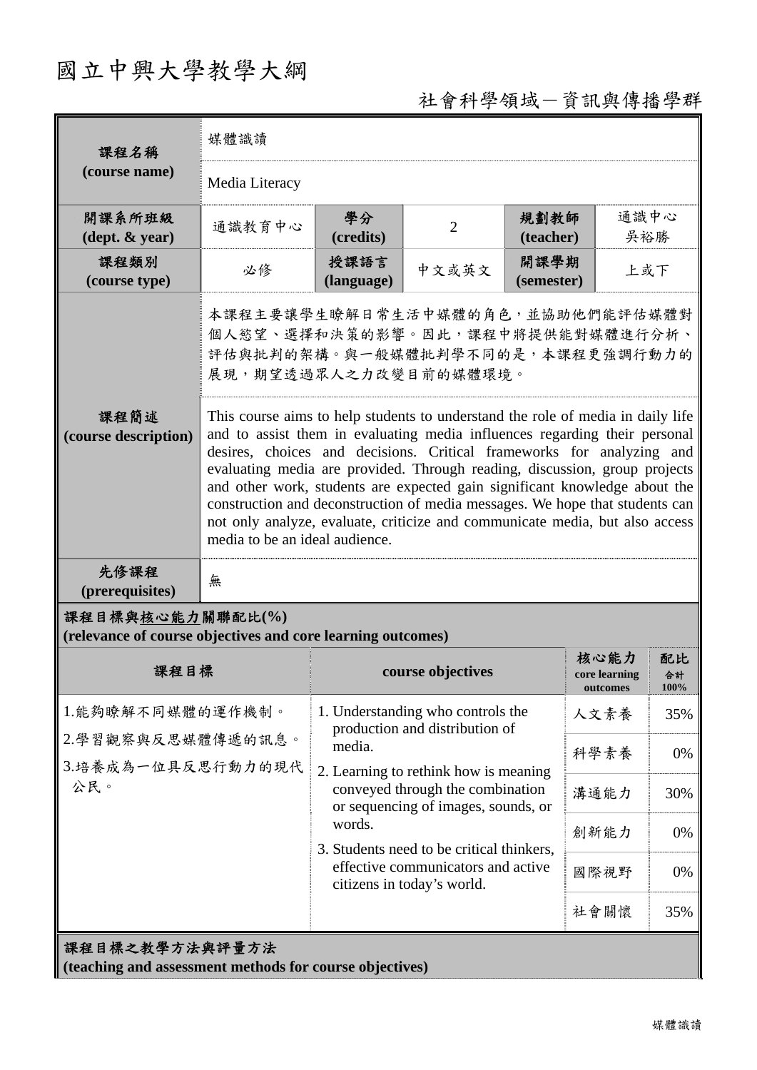# 國立中興大學教學大綱

## 社會科學領域－資訊與傳播學群

| 課程名稱 (course name) | 媒體識讀 | | | | |
|---|---|---|---|---|---|
| | Media Literacy | | | | |
| 開課系所班級 (dept. & year) | 通識教育中心 | 學分 (credits) | 2 | 規劃教師 (teacher) | 通識中心 吳裕勝 |
| 課程類別 (course type) | 必修 | 授課語言 (language) | 中文或英文 | 開課學期 (semester) | 上或下 |
| 課程簡述 (course description) | 本課程主要讓學生瞭解日常生活中媒體的角色，並協助他們能評估媒體對個人慾望、選擇和決策的影響。因此，課程中將提供能對媒體進行分析、評估與批判的架構。與一般媒體批判學不同的是，本課程更強調行動力的展現，期望透過眾人之力改變目前的媒體環境。 | | | | |
| | This course aims to help students to understand the role of media in daily life and to assist them in evaluating media influences regarding their personal desires, choices and decisions. Critical frameworks for analyzing and evaluating media are provided. Through reading, discussion, group projects and other work, students are expected gain significant knowledge about the construction and deconstruction of media messages. We hope that students can not only analyze, evaluate, criticize and communicate media, but also access media to be an ideal audience. | | | | |
| 先修課程 (prerequisites) | 無 | | | | |

**課程目標與核心能力關聯配比(%)**
**(relevance of course objectives and core learning outcomes)**

| 課程目標 | course objectives | 核心能力 core learning outcomes | 配比 合計 100% |
|---|---|---|---|
| 1.能夠瞭解不同媒體的運作機制。<br>2.學習觀察與反思媒體傳遞的訊息。<br>3.培養成為一位具反思行動力的現代公民。 | 1. Understanding who controls the production and distribution of media.<br>2. Learning to rethink how is meaning conveyed through the combination or sequencing of images, sounds, or words.<br>3. Students need to be critical thinkers, effective communicators and active citizens in today's world. | 人文素養 | 35% |
| | | 科學素養 | 0% |
| | | 溝通能力 | 30% |
| | | 創新能力 | 0% |
| | | 國際視野 | 0% |
| | | 社會關懷 | 35% |

**課程目標之教學方法與評量方法**
**(teaching and assessment methods for course objectives)**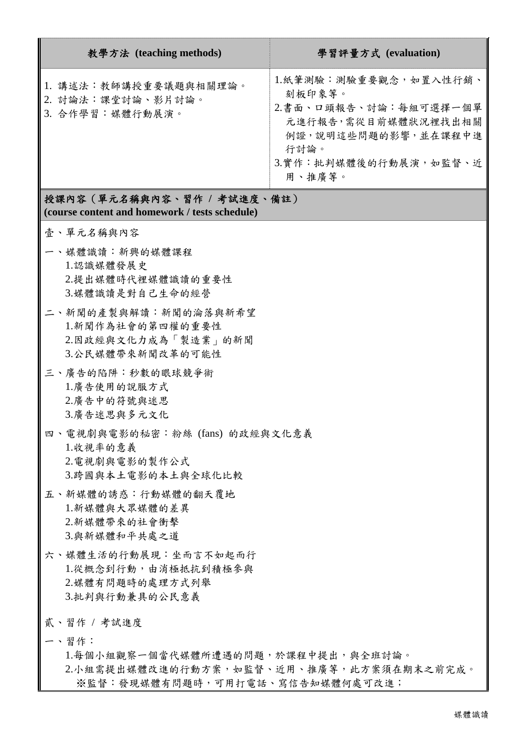| 教學方法 (teaching methods) | 學習評量方式 (evaluation) |
| --- | --- |
| 1. 講述法：教師講授重要議題與相關理論。<br>2. 討論法：課堂討論、影片討論。<br>3. 合作學習：媒體行動展演。 | 1.紙筆測驗：測驗重要觀念，如置入性行銷、刻板印象等。<br>2.書面、口頭報告、討論：每組可選擇一個單元進行報告,需從目前媒體狀況裡找出相關例證，說明這些問題的影響，並在課程中進行討論。<br>3.實作：批判媒體後的行動展演，如監督、近用、推廣等。 |

**授課內容（單元名稱與內容、習作 / 考試進度、備註）**
**(course content and homework / tests schedule)**

壹、單元名稱與內容

一、媒體識讀：新興的媒體課程
1.認識媒體發展史
2.提出媒體時代裡媒體識讀的重要性
3.媒體識讀是對自己生命的經營

二、新聞的產製與解讀：新聞的淪落與新希望
1.新聞作為社會的第四權的重要性
2.因政經與文化力成為「製造業」的新聞
3.公民媒體帶來新聞改革的可能性

三、廣告的陷阱：秒數的眼球競爭術
1.廣告使用的說服方式
2.廣告中的符號與迷思
3.廣告迷思與多元文化

四、電視劇與電影的秘密：粉絲 (fans) 的政經與文化意義
1.收視率的意義
2.電視劇與電影的製作公式
3.跨國與本土電影的本土與全球化比較

五、新媒體的誘惑：行動媒體的翻天覆地
1.新媒體與大眾媒體的差異
2.新媒體帶來的社會衝擊
3.與新媒體和平共處之道

六、媒體生活的行動展現：坐而言不如起而行
1.從概念到行動，由消極抵抗到積極參與
2.媒體有問題時的處理方式列舉
3.批判與行動兼具的公民意義

貳、習作 / 考試進度

一、習作：
1.每個小組觀察一個當代媒體所遭遇的問題，於課程中提出，與全班討論。
2.小組需提出媒體改進的行動方案，如監督、近用、推廣等，此方案須在期末之前完成。
※監督：發現媒體有問題時，可用打電話、寫信告知媒體何處可改進；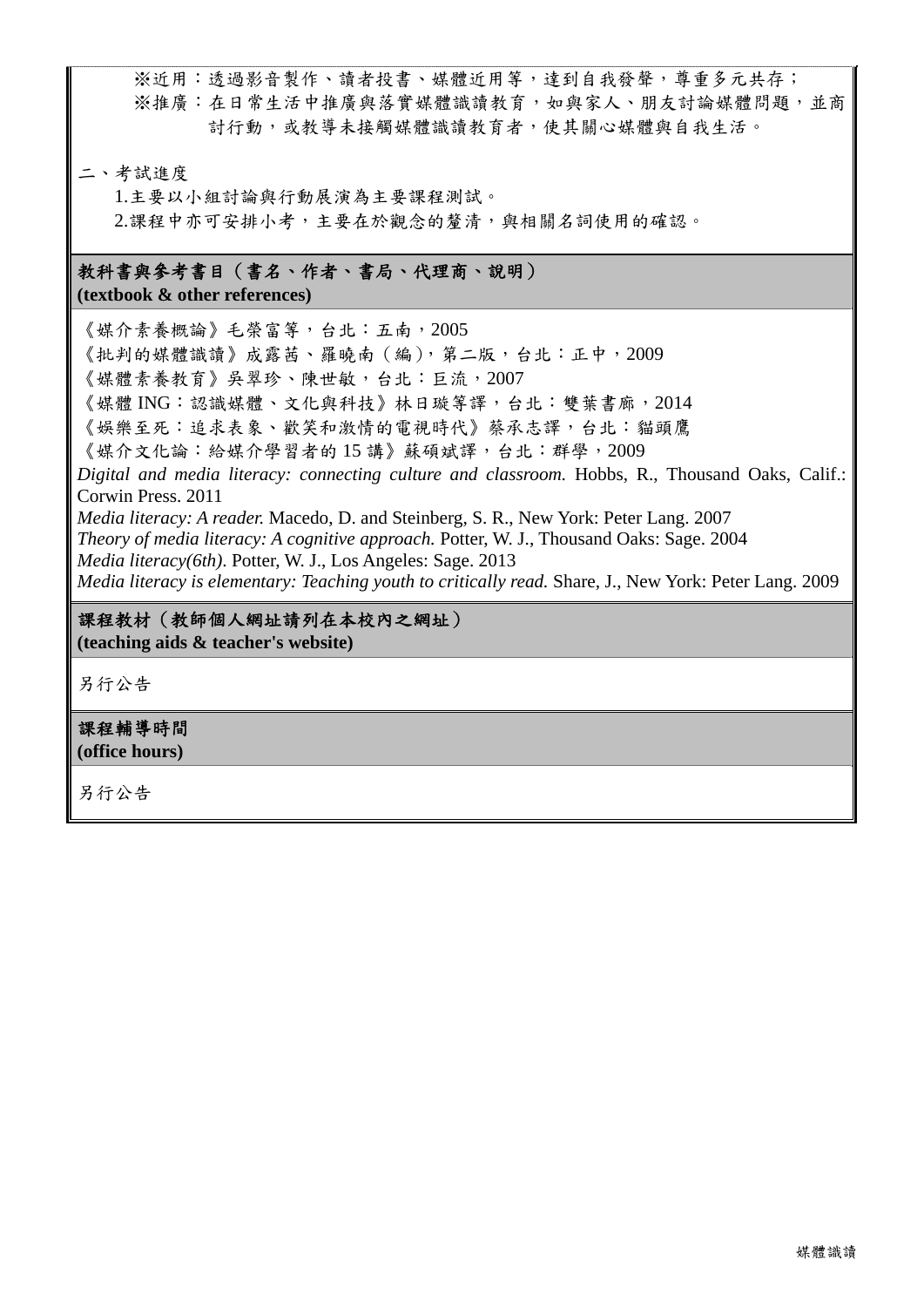※近用：透過影音製作、讀者投書、媒體近用等，達到自我發聲，尊重多元共存；

※推廣：在日常生活中推廣與落實媒體識讀教育，如與家人、朋友討論媒體問題，並商討行動，或教導未接觸媒體識讀教育者，使其關心媒體與自我生活。

二、考試進度

1.主要以小組討論與行動展演為主要課程測試。

2.課程中亦可安排小考，主要在於觀念的釐清，與相關名詞使用的確認。

**教科書與參考書目（書名、作者、書局、代理商、說明）**
**(textbook & other references)**

《媒介素養概論》毛榮富等，台北：五南，2005

《批判的媒體識讀》成露茜、羅曉南（編），第二版，台北：正中，2009

《媒體素養教育》吳翠珍、陳世敏，台北：巨流，2007

《媒體 ING：認識媒體、文化與科技》林日璇等譯，台北：雙葉書廊，2014

《娛樂至死：追求表象、歡笑和激情的電視時代》蔡承志譯，台北：貓頭鷹

《媒介文化論：給媒介學習者的 15 講》蘇碩斌譯，台北：群學，2009

*Digital and media literacy: connecting culture and classroom.* Hobbs, R., Thousand Oaks, Calif.: Corwin Press. 2011

*Media literacy: A reader.* Macedo, D. and Steinberg, S. R., New York: Peter Lang. 2007

*Theory of media literacy: A cognitive approach.* Potter, W. J., Thousand Oaks: Sage. 2004

*Media literacy(6th)*. Potter, W. J., Los Angeles: Sage. 2013

*Media literacy is elementary: Teaching youth to critically read.* Share, J., New York: Peter Lang. 2009

**課程教材（教師個人網址請列在本校內之網址）**
**(teaching aids & teacher's website)**

另行公告

**課程輔導時間**
**(office hours)**

另行公告